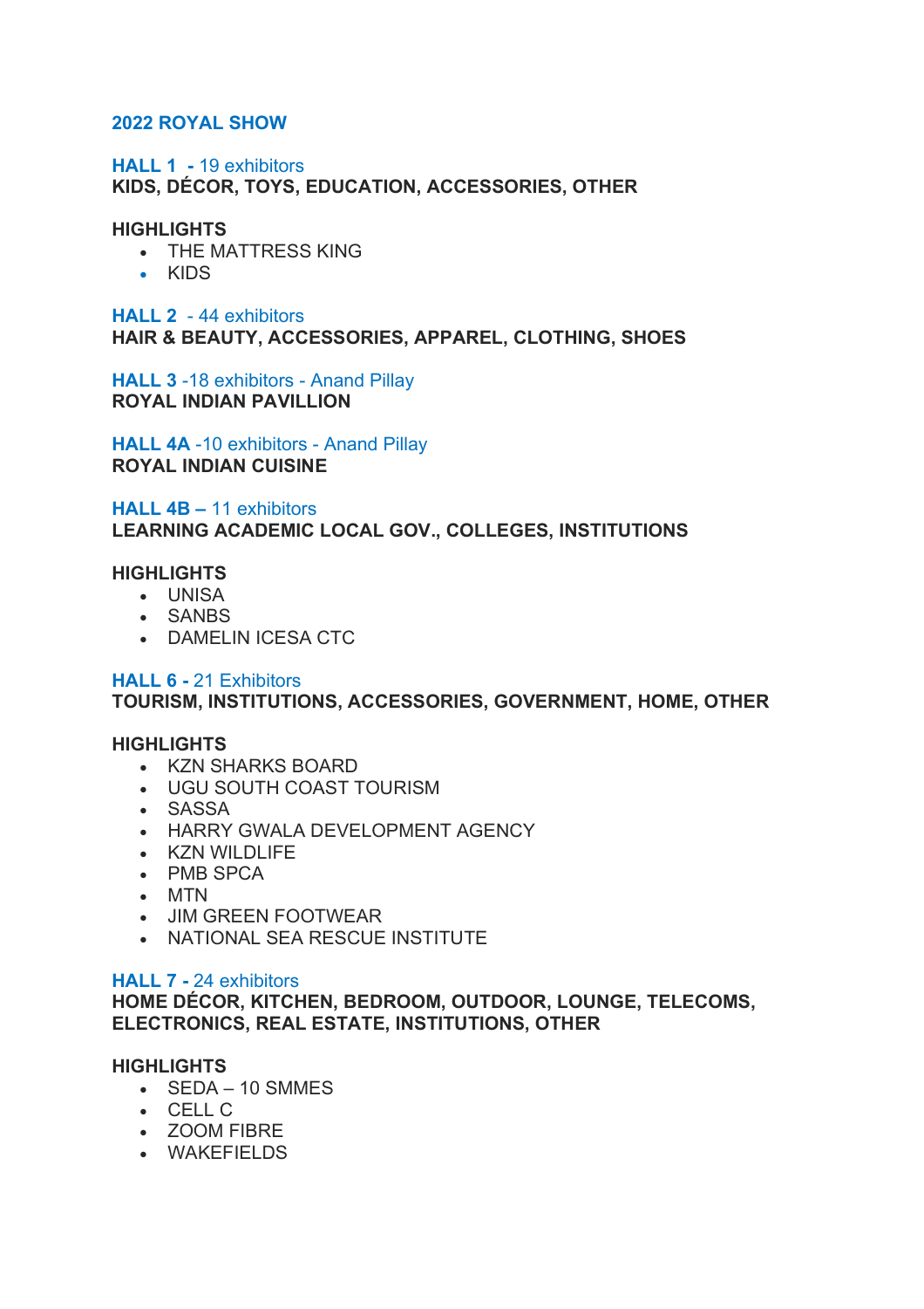## 2022 ROYAL SHOW

### HALL 1 - 19 exhibitors

**KIDS, DÉCOR, TOYS, EDUCATION, ACCESSORIES, OTHER**

**HIGHLIGHTS**

- THE MATTRESS KING
- KIDS

### HALL 2 - 44 exhibitors

**HAIR & BEAUTY, ACCESSORIES, APPAREL, CLOTHING, SHOES**

### HALL 3 -18 exhibitors - Anand Pillay

**ROYAL INDIAN PAVILLION**

### HALL 4A -10 exhibitors - Anand Pillay

**ROYAL INDIAN CUISINE**

### HALL 4B – 11 exhibitors

**LEARNING ACADEMIC LOCAL GOV., COLLEGES, INSTITUTIONS**

**HIGHLIGHTS**

- UNISA
- SANBS
- DAMELIN ICESA CTC

### HALL 6 - 21 Exhibitors

**TOURISM, INSTITUTIONS, ACCESSORIES, GOVERNMENT, HOME, OTHER**

**HIGHLIGHTS**

- KZN SHARKS BOARD
- UGU SOUTH COAST TOURISM
- SASSA
- HARRY GWALA DEVELOPMENT AGENCY
- KZN WILDLIFE
- PMB SPCA
- MTN
- JIM GREEN FOOTWEAR
- NATIONAL SEA RESCUE INSTITUTE

### HALL 7 - 24 exhibitors

**HOME DÉCOR, KITCHEN, BEDROOM, OUTDOOR, LOUNGE, TELECOMS, ELECTRONICS, REAL ESTATE, INSTITUTIONS, OTHER**

**HIGHLIGHTS**

- SEDA – 10 SMMES
- CELL C
- ZOOM FIBRE
- WAKEFIELDS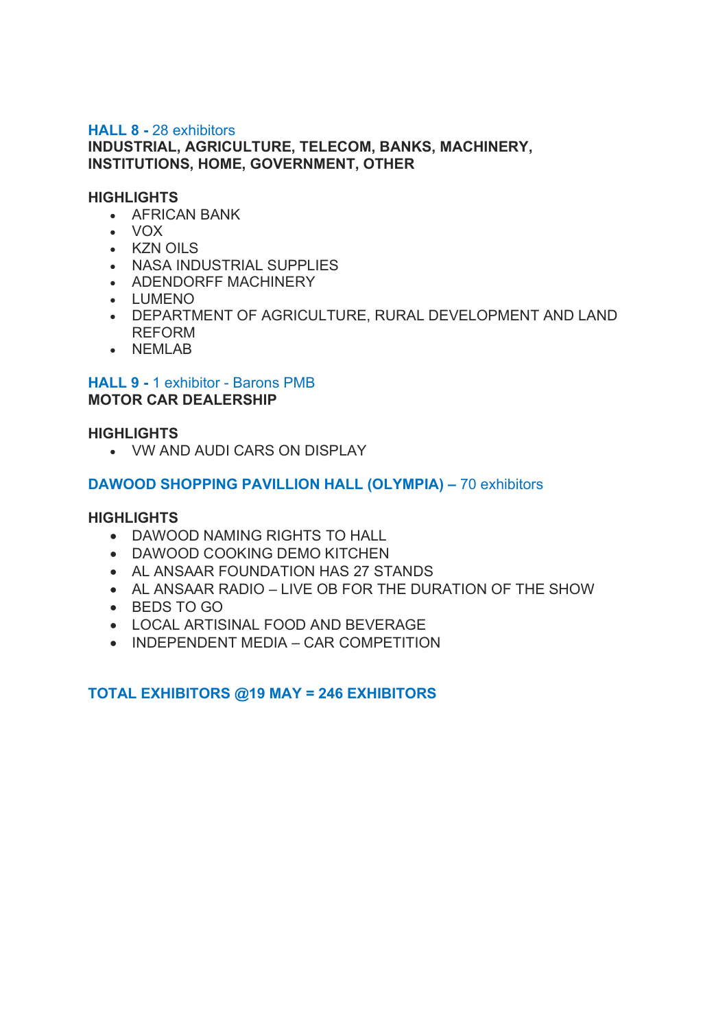**HALL 8 -** 28 exhibitors

**INDUSTRIAL, AGRICULTURE, TELECOM, BANKS, MACHINERY, INSTITUTIONS, HOME, GOVERNMENT, OTHER**

**HIGHLIGHTS**

- AFRICAN BANK
- VOX
- KZN OILS
- NASA INDUSTRIAL SUPPLIES
- ADENDORFF MACHINERY
- LUMENO
- DEPARTMENT OF AGRICULTURE, RURAL DEVELOPMENT AND LAND REFORM
- NEMLAB

**HALL 9 -** 1 exhibitor - Barons PMB

**MOTOR CAR DEALERSHIP**

**HIGHLIGHTS**

- VW AND AUDI CARS ON DISPLAY

**DAWOOD SHOPPING PAVILLION HALL (OLYMPIA) –** 70 exhibitors

**HIGHLIGHTS**

- DAWOOD NAMING RIGHTS TO HALL
- DAWOOD COOKING DEMO KITCHEN
- AL ANSAAR FOUNDATION HAS 27 STANDS
- AL ANSAAR RADIO – LIVE OB FOR THE DURATION OF THE SHOW
- BEDS TO GO
- LOCAL ARTISINAL FOOD AND BEVERAGE
- INDEPENDENT MEDIA – CAR COMPETITION

**TOTAL EXHIBITORS @19 MAY = 246 EXHIBITORS**